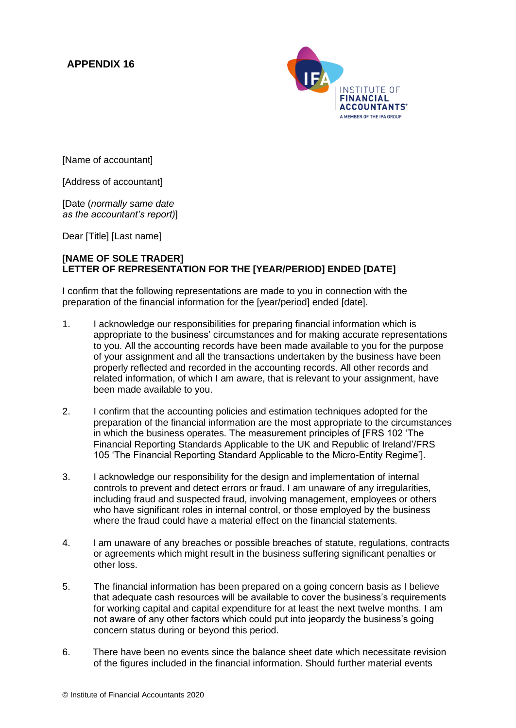# APPENDIX 16

[Name of accountant]

[Address of accountant]

[Date (*normally same date as the accountant's report)*]

Dear [Title] [Last name]

**[NAME OF SOLE TRADER]**
**LETTER OF REPRESENTATION FOR THE [YEAR/PERIOD] ENDED [DATE]**

I confirm that the following representations are made to you in connection with the preparation of the financial information for the [year/period] ended [date].

1. I acknowledge our responsibilities for preparing financial information which is appropriate to the business' circumstances and for making accurate representations to you. All the accounting records have been made available to you for the purpose of your assignment and all the transactions undertaken by the business have been properly reflected and recorded in the accounting records. All other records and related information, of which I am aware, that is relevant to your assignment, have been made available to you.

2. I confirm that the accounting policies and estimation techniques adopted for the preparation of the financial information are the most appropriate to the circumstances in which the business operates. The measurement principles of [FRS 102 'The Financial Reporting Standards Applicable to the UK and Republic of Ireland'/FRS 105 'The Financial Reporting Standard Applicable to the Micro-Entity Regime'].

3. I acknowledge our responsibility for the design and implementation of internal controls to prevent and detect errors or fraud. I am unaware of any irregularities, including fraud and suspected fraud, involving management, employees or others who have significant roles in internal control, or those employed by the business where the fraud could have a material effect on the financial statements.

4. I am unaware of any breaches or possible breaches of statute, regulations, contracts or agreements which might result in the business suffering significant penalties or other loss.

5. The financial information has been prepared on a going concern basis as I believe that adequate cash resources will be available to cover the business's requirements for working capital and capital expenditure for at least the next twelve months. I am not aware of any other factors which could put into jeopardy the business's going concern status during or beyond this period.

6. There have been no events since the balance sheet date which necessitate revision of the figures included in the financial information. Should further material events

© Institute of Financial Accountants 2020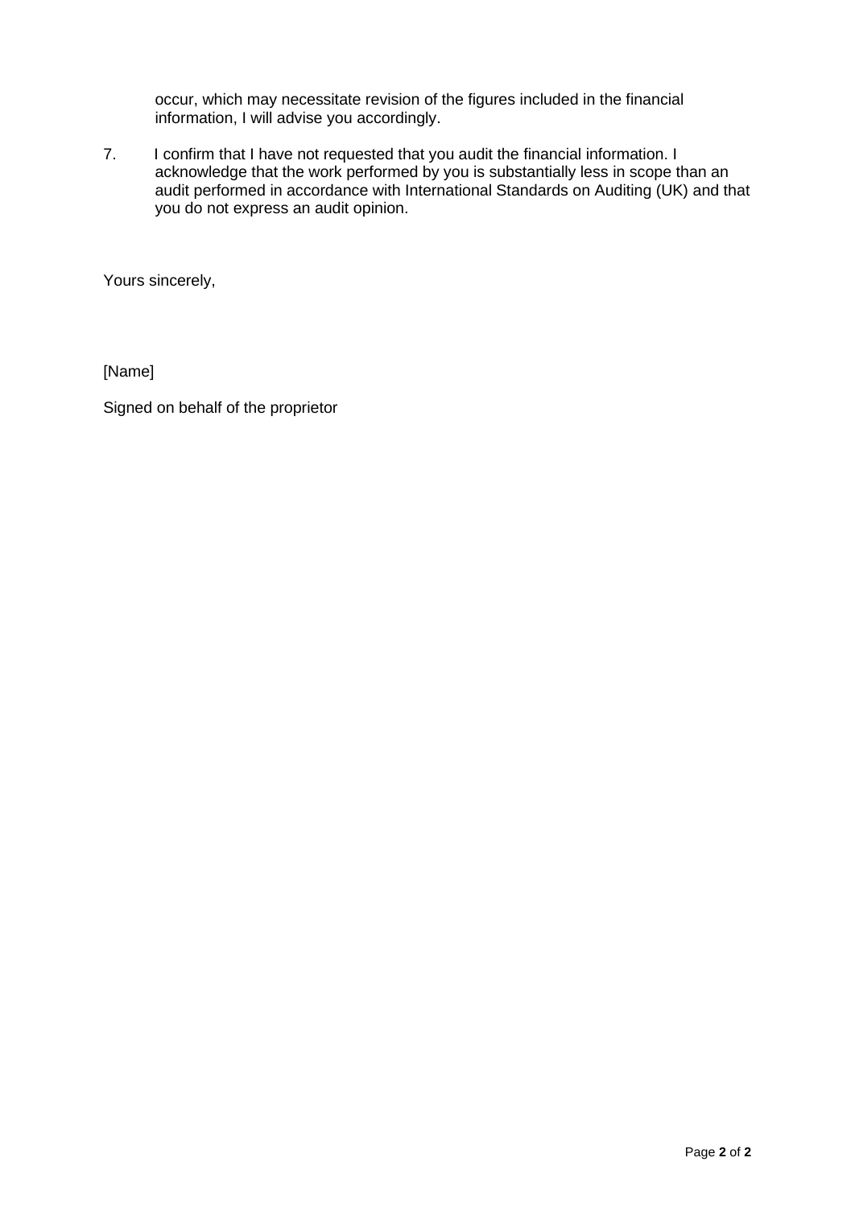occur, which may necessitate revision of the figures included in the financial information, I will advise you accordingly.

7. I confirm that I have not requested that you audit the financial information. I acknowledge that the work performed by you is substantially less in scope than an audit performed in accordance with International Standards on Auditing (UK) and that you do not express an audit opinion.

Yours sincerely,

[Name]

Signed on behalf of the proprietor